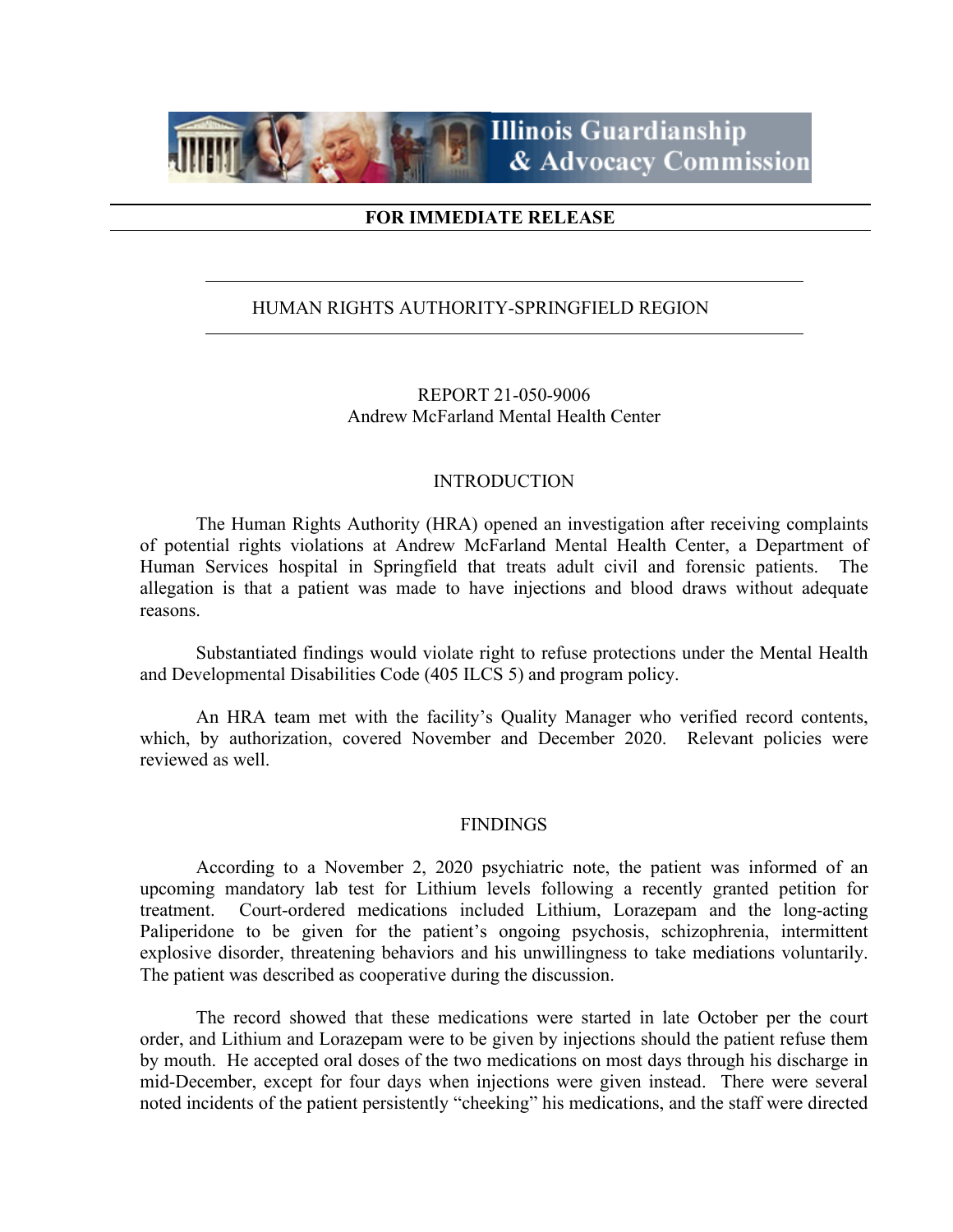**Illinois Guardianship & Advocacy Commission**

---

**FOR IMMEDIATE RELEASE**

---

HUMAN RIGHTS AUTHORITY-SPRINGFIELD REGION

---

REPORT 21-050-9006
Andrew McFarland Mental Health Center

## INTRODUCTION

The Human Rights Authority (HRA) opened an investigation after receiving complaints of potential rights violations at Andrew McFarland Mental Health Center, a Department of Human Services hospital in Springfield that treats adult civil and forensic patients. The allegation is that a patient was made to have injections and blood draws without adequate reasons.

Substantiated findings would violate right to refuse protections under the Mental Health and Developmental Disabilities Code (405 ILCS 5) and program policy.

An HRA team met with the facility's Quality Manager who verified record contents, which, by authorization, covered November and December 2020. Relevant policies were reviewed as well.

## FINDINGS

According to a November 2, 2020 psychiatric note, the patient was informed of an upcoming mandatory lab test for Lithium levels following a recently granted petition for treatment. Court-ordered medications included Lithium, Lorazepam and the long-acting Paliperidone to be given for the patient's ongoing psychosis, schizophrenia, intermittent explosive disorder, threatening behaviors and his unwillingness to take mediations voluntarily. The patient was described as cooperative during the discussion.

The record showed that these medications were started in late October per the court order, and Lithium and Lorazepam were to be given by injections should the patient refuse them by mouth. He accepted oral doses of the two medications on most days through his discharge in mid-December, except for four days when injections were given instead. There were several noted incidents of the patient persistently "cheeking" his medications, and the staff were directed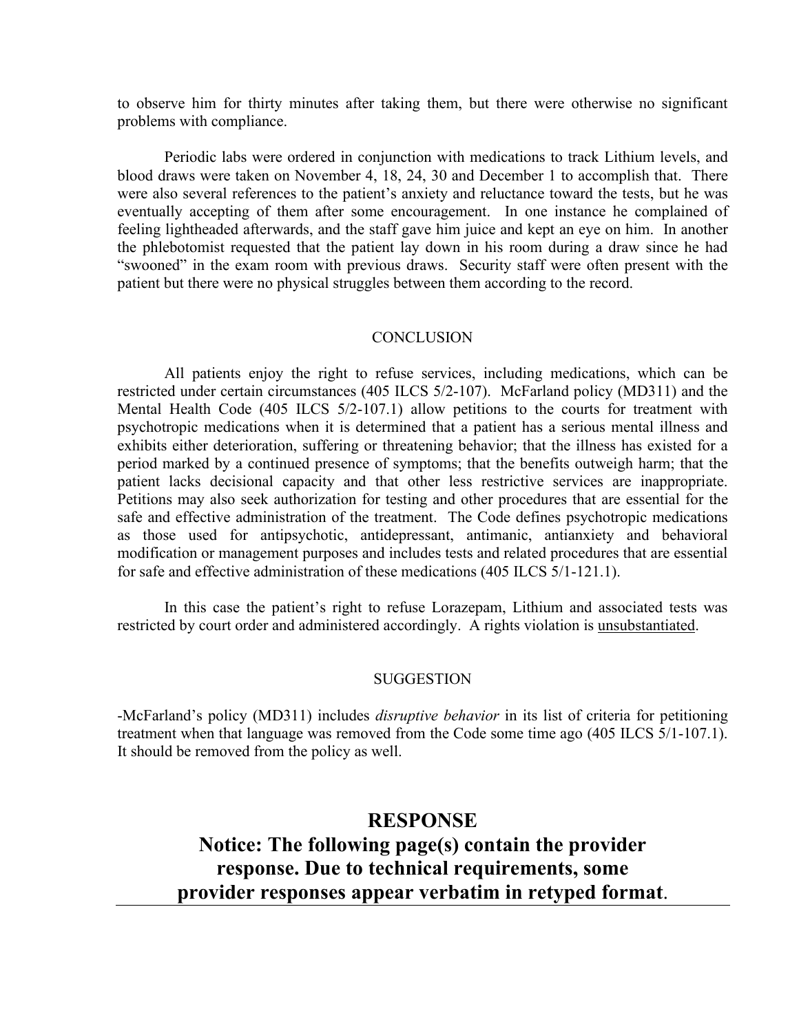to observe him for thirty minutes after taking them, but there were otherwise no significant problems with compliance.

Periodic labs were ordered in conjunction with medications to track Lithium levels, and blood draws were taken on November 4, 18, 24, 30 and December 1 to accomplish that. There were also several references to the patient's anxiety and reluctance toward the tests, but he was eventually accepting of them after some encouragement. In one instance he complained of feeling lightheaded afterwards, and the staff gave him juice and kept an eye on him. In another the phlebotomist requested that the patient lay down in his room during a draw since he had "swooned" in the exam room with previous draws. Security staff were often present with the patient but there were no physical struggles between them according to the record.

## CONCLUSION

All patients enjoy the right to refuse services, including medications, which can be restricted under certain circumstances (405 ILCS 5/2-107). McFarland policy (MD311) and the Mental Health Code (405 ILCS 5/2-107.1) allow petitions to the courts for treatment with psychotropic medications when it is determined that a patient has a serious mental illness and exhibits either deterioration, suffering or threatening behavior; that the illness has existed for a period marked by a continued presence of symptoms; that the benefits outweigh harm; that the patient lacks decisional capacity and that other less restrictive services are inappropriate. Petitions may also seek authorization for testing and other procedures that are essential for the safe and effective administration of the treatment. The Code defines psychotropic medications as those used for antipsychotic, antidepressant, antimanic, antianxiety and behavioral modification or management purposes and includes tests and related procedures that are essential for safe and effective administration of these medications (405 ILCS 5/1-121.1).

In this case the patient's right to refuse Lorazepam, Lithium and associated tests was restricted by court order and administered accordingly. A rights violation is unsubstantiated.

## SUGGESTION

-McFarland's policy (MD311) includes *disruptive behavior* in its list of criteria for petitioning treatment when that language was removed from the Code some time ago (405 ILCS 5/1-107.1). It should be removed from the policy as well.

## RESPONSE

**Notice: The following page(s) contain the provider response. Due to technical requirements, some provider responses appear verbatim in retyped format.**

---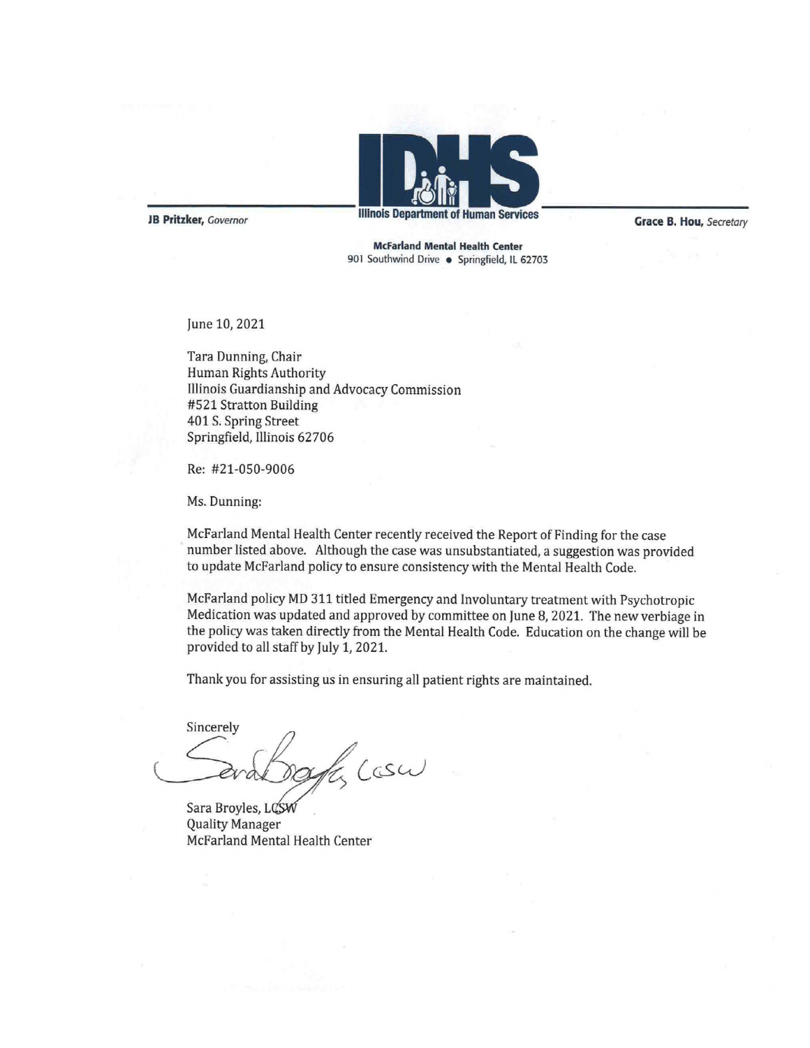JB Pritzker, *Governor*

**Illinois Department of Human Services**

**Grace B. Hou,** *Secretary*

**McFarland Mental Health Center**
901 Southwind Drive • Springfield, IL 62703

June 10, 2021

Tara Dunning, Chair
Human Rights Authority
Illinois Guardianship and Advocacy Commission
#521 Stratton Building
401 S. Spring Street
Springfield, Illinois 62706

Re: #21-050-9006

Ms. Dunning:

McFarland Mental Health Center recently received the Report of Finding for the case number listed above. Although the case was unsubstantiated, a suggestion was provided to update McFarland policy to ensure consistency with the Mental Health Code.

McFarland policy MD 311 titled Emergency and Involuntary treatment with Psychotropic Medication was updated and approved by committee on June 8, 2021. The new verbiage in the policy was taken directly from the Mental Health Code. Education on the change will be provided to all staff by July 1, 2021.

Thank you for assisting us in ensuring all patient rights are maintained.

Sincerely

Sara Broyles, LCSW
Quality Manager
McFarland Mental Health Center